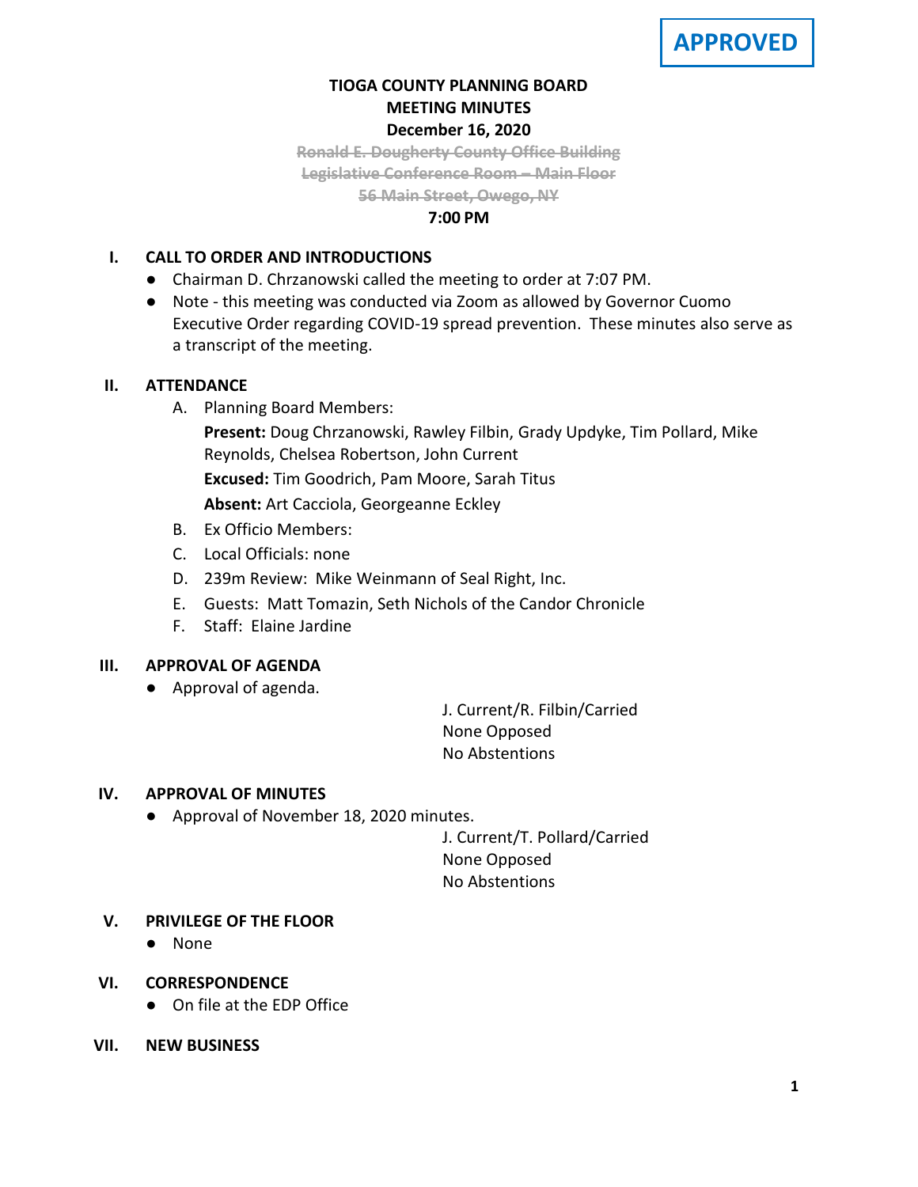**APPROVED**

# TIOGA COUNTY PLANNING BOARD
## MEETING MINUTES
### December 16, 2020

~~Ronald E. Dougherty County Office Building~~
~~Legislative Conference Room – Main Floor~~
~~56 Main Street, Owego, NY~~

**7:00 PM**

## I. CALL TO ORDER AND INTRODUCTIONS

- Chairman D. Chrzanowski called the meeting to order at 7:07 PM.
- Note - this meeting was conducted via Zoom as allowed by Governor Cuomo Executive Order regarding COVID-19 spread prevention. These minutes also serve as a transcript of the meeting.

## II. ATTENDANCE

A. Planning Board Members:

**Present:** Doug Chrzanowski, Rawley Filbin, Grady Updyke, Tim Pollard, Mike Reynolds, Chelsea Robertson, John Current

**Excused:** Tim Goodrich, Pam Moore, Sarah Titus

**Absent:** Art Cacciola, Georgeanne Eckley

B. Ex Officio Members:

C. Local Officials: none

D. 239m Review: Mike Weinmann of Seal Right, Inc.

E. Guests: Matt Tomazin, Seth Nichols of the Candor Chronicle

F. Staff: Elaine Jardine

## III. APPROVAL OF AGENDA

- Approval of agenda.

J. Current/R. Filbin/Carried
None Opposed
No Abstentions

## IV. APPROVAL OF MINUTES

- Approval of November 18, 2020 minutes.

J. Current/T. Pollard/Carried
None Opposed
No Abstentions

## V. PRIVILEGE OF THE FLOOR

- None

## VI. CORRESPONDENCE

- On file at the EDP Office

## VII. NEW BUSINESS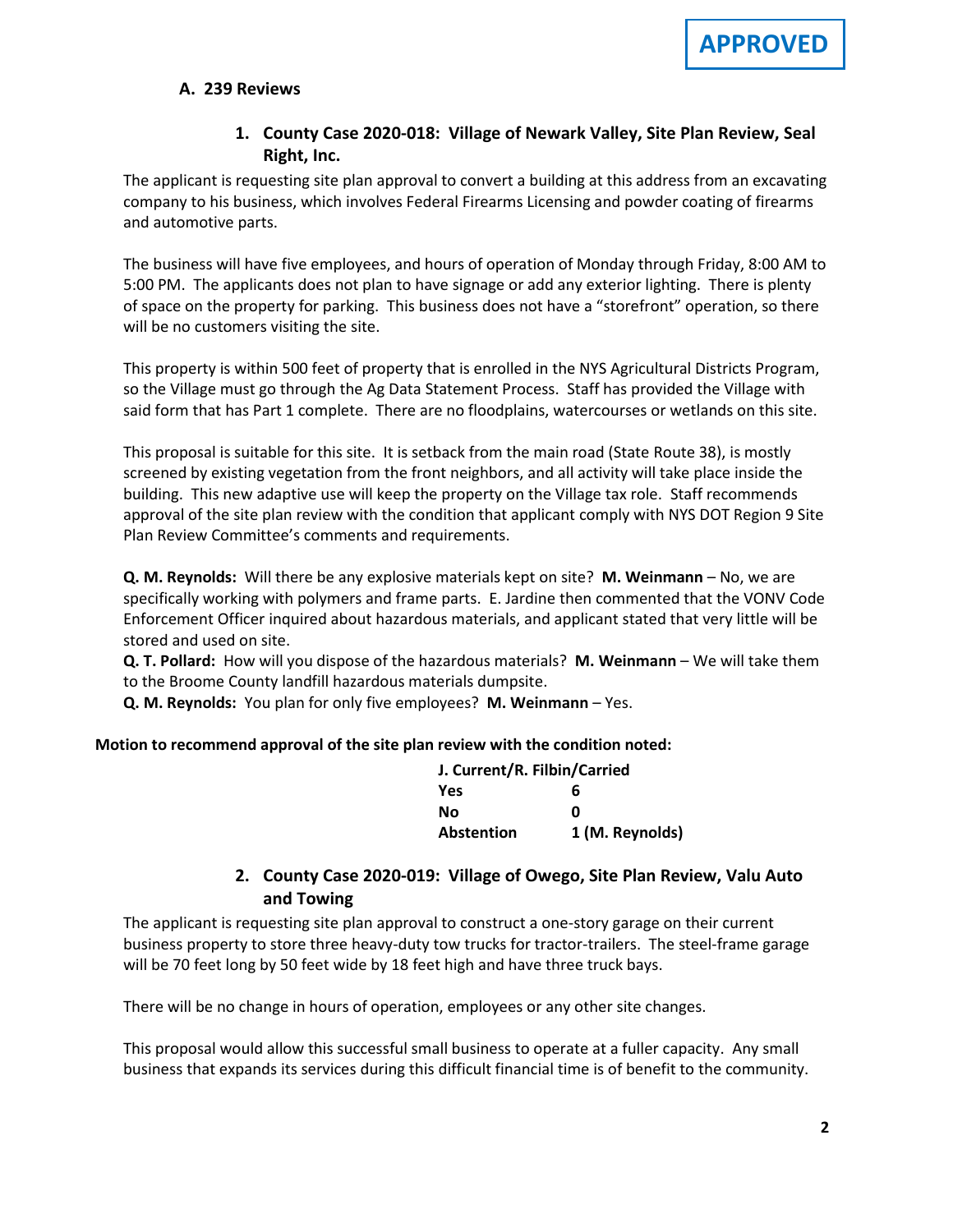**APPROVED**

### A. 239 Reviews

#### 1. County Case 2020-018: Village of Newark Valley, Site Plan Review, Seal Right, Inc.

The applicant is requesting site plan approval to convert a building at this address from an excavating company to his business, which involves Federal Firearms Licensing and powder coating of firearms and automotive parts.

The business will have five employees, and hours of operation of Monday through Friday, 8:00 AM to 5:00 PM. The applicants does not plan to have signage or add any exterior lighting. There is plenty of space on the property for parking. This business does not have a "storefront" operation, so there will be no customers visiting the site.

This property is within 500 feet of property that is enrolled in the NYS Agricultural Districts Program, so the Village must go through the Ag Data Statement Process. Staff has provided the Village with said form that has Part 1 complete. There are no floodplains, watercourses or wetlands on this site.

This proposal is suitable for this site. It is setback from the main road (State Route 38), is mostly screened by existing vegetation from the front neighbors, and all activity will take place inside the building. This new adaptive use will keep the property on the Village tax role. Staff recommends approval of the site plan review with the condition that applicant comply with NYS DOT Region 9 Site Plan Review Committee's comments and requirements.

**Q. M. Reynolds:** Will there be any explosive materials kept on site? **M. Weinmann** – No, we are specifically working with polymers and frame parts. E. Jardine then commented that the VONV Code Enforcement Officer inquired about hazardous materials, and applicant stated that very little will be stored and used on site.
**Q. T. Pollard:** How will you dispose of the hazardous materials? **M. Weinmann** – We will take them to the Broome County landfill hazardous materials dumpsite.
**Q. M. Reynolds:** You plan for only five employees? **M. Weinmann** – Yes.

**Motion to recommend approval of the site plan review with the condition noted:**

**J. Current/R. Filbin/Carried**

| | |
|---|---|
| **Yes** | **6** |
| **No** | **0** |
| **Abstention** | **1 (M. Reynolds)** |

#### 2. County Case 2020-019: Village of Owego, Site Plan Review, Valu Auto and Towing

The applicant is requesting site plan approval to construct a one-story garage on their current business property to store three heavy-duty tow trucks for tractor-trailers. The steel-frame garage will be 70 feet long by 50 feet wide by 18 feet high and have three truck bays.

There will be no change in hours of operation, employees or any other site changes.

This proposal would allow this successful small business to operate at a fuller capacity. Any small business that expands its services during this difficult financial time is of benefit to the community.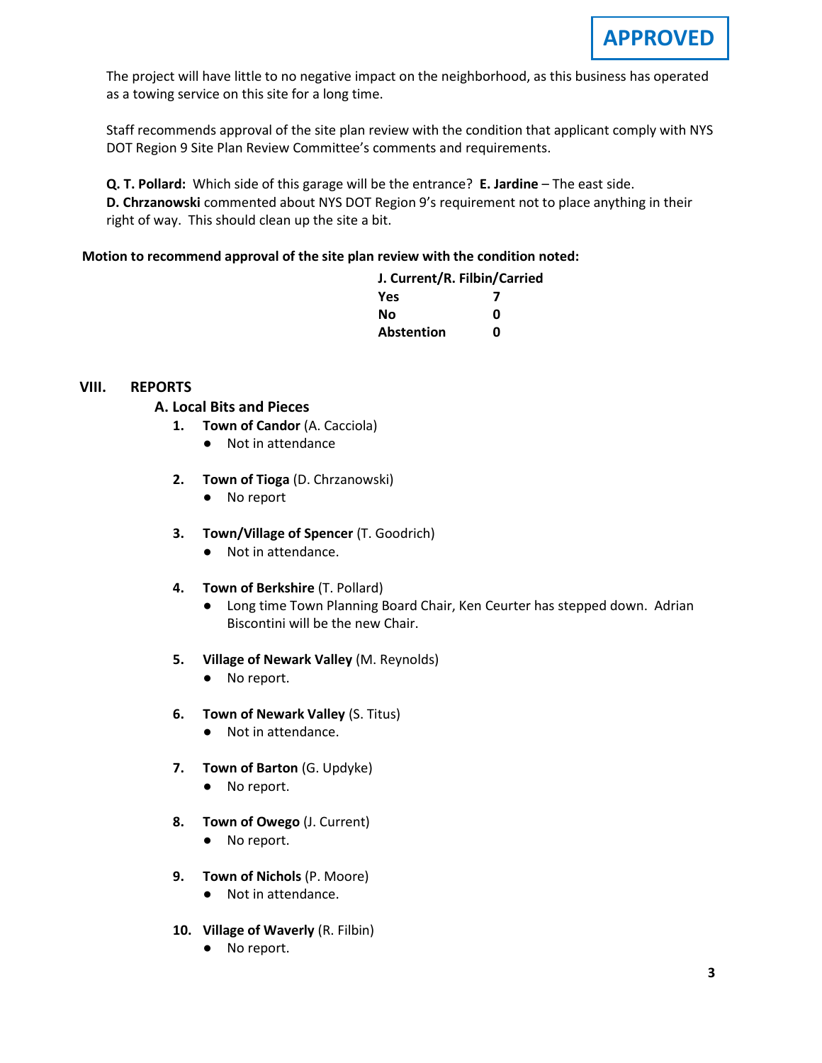**APPROVED**

The project will have little to no negative impact on the neighborhood, as this business has operated as a towing service on this site for a long time.

Staff recommends approval of the site plan review with the condition that applicant comply with NYS DOT Region 9 Site Plan Review Committee's comments and requirements.

**Q. T. Pollard:** Which side of this garage will be the entrance? **E. Jardine** – The east side.
**D. Chrzanowski** commented about NYS DOT Region 9's requirement not to place anything in their right of way. This should clean up the site a bit.

**Motion to recommend approval of the site plan review with the condition noted:**

**J. Current/R. Filbin/Carried**

| | |
|---|---|
| **Yes** | **7** |
| **No** | **0** |
| **Abstention** | **0** |

## VIII. REPORTS

### A. Local Bits and Pieces

1. **Town of Candor** (A. Cacciola)
   - Not in attendance
2. **Town of Tioga** (D. Chrzanowski)
   - No report
3. **Town/Village of Spencer** (T. Goodrich)
   - Not in attendance.
4. **Town of Berkshire** (T. Pollard)
   - Long time Town Planning Board Chair, Ken Ceurter has stepped down. Adrian Biscontini will be the new Chair.
5. **Village of Newark Valley** (M. Reynolds)
   - No report.
6. **Town of Newark Valley** (S. Titus)
   - Not in attendance.
7. **Town of Barton** (G. Updyke)
   - No report.
8. **Town of Owego** (J. Current)
   - No report.
9. **Town of Nichols** (P. Moore)
   - Not in attendance.
10. **Village of Waverly** (R. Filbin)
    - No report.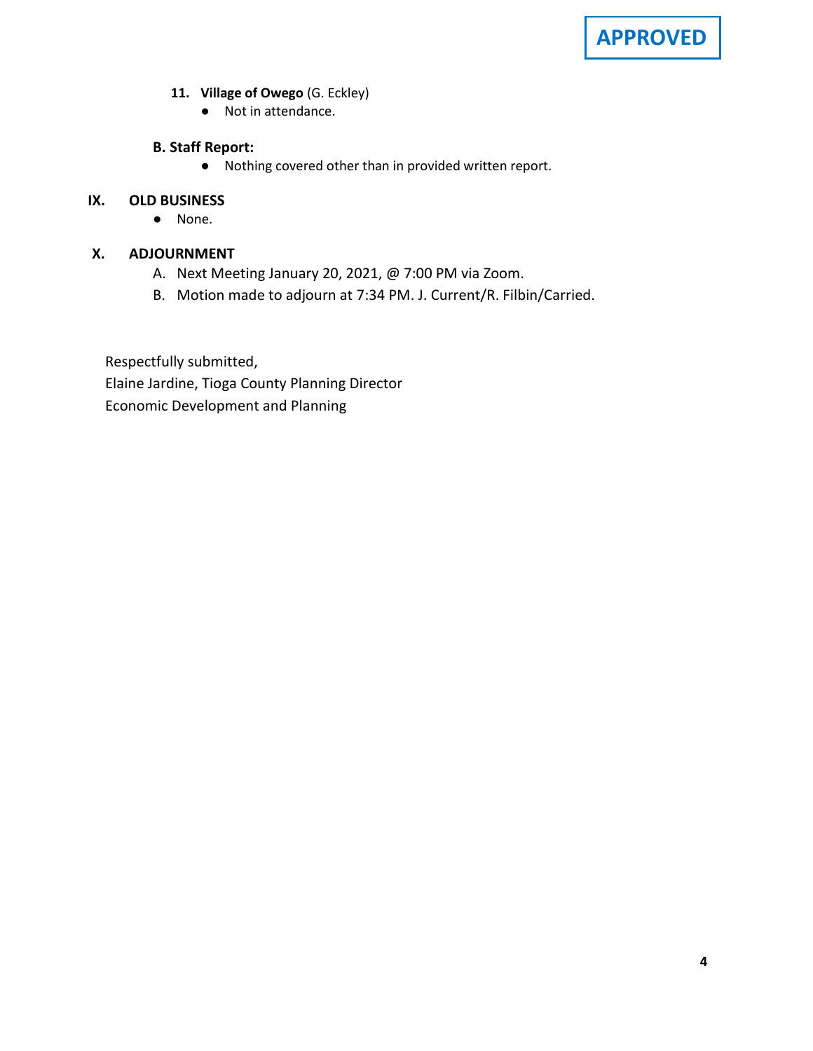**APPROVED**

11. **Village of Owego** (G. Eckley)
    - Not in attendance.

**B. Staff Report:**

- Nothing covered other than in provided written report.

## IX. OLD BUSINESS

- None.

## X. ADJOURNMENT

A. Next Meeting January 20, 2021, @ 7:00 PM via Zoom.

B. Motion made to adjourn at 7:34 PM. J. Current/R. Filbin/Carried.

Respectfully submitted,

Elaine Jardine, Tioga County Planning Director

Economic Development and Planning